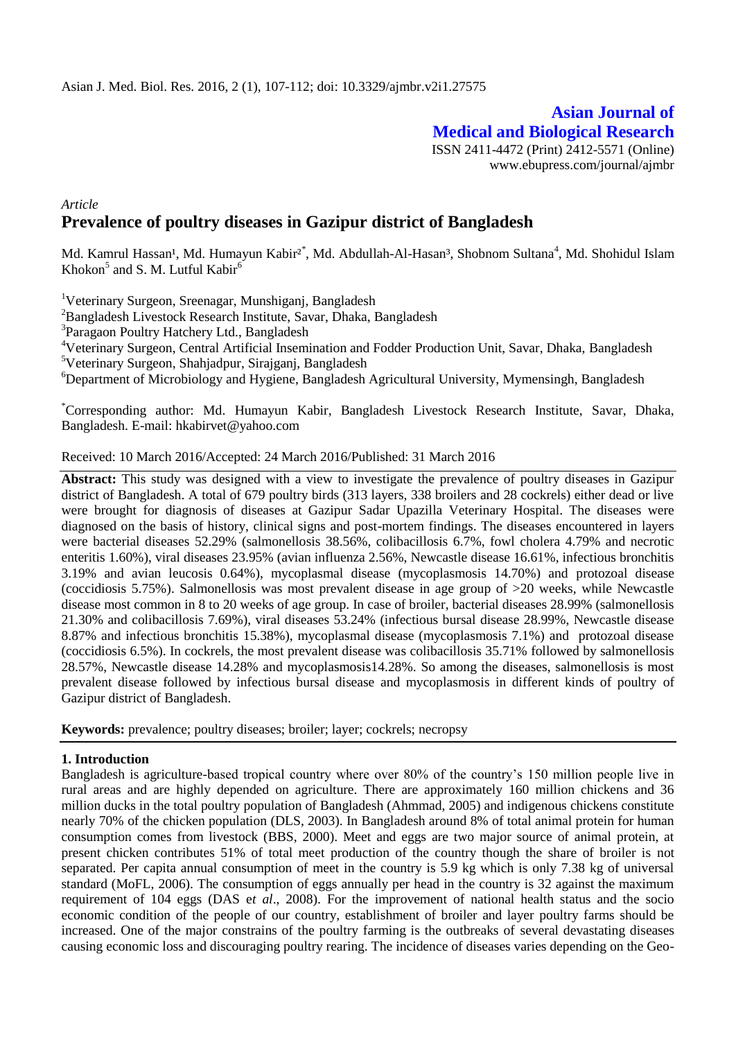Asian J. Med. Biol. Res. 2016, 2 (1), 107-112; doi: 10.3329/ajmbr.v2i1.27575

**Asian Journal of Medical and Biological Research**

ISSN 2411-4472 (Print) 2412-5571 (Online)
www.ebupress.com/journal/ajmbr

*Article*

# Prevalence of poultry diseases in Gazipur district of Bangladesh

Md. Kamrul Hassan[1], Md. Humayun Kabir[2*], Md. Abdullah-Al-Hasan[3], Shobnom Sultana[4], Md. Shohidul Islam Khokon[5] and S. M. Lutful Kabir[6]

[1]Veterinary Surgeon, Sreenagar, Munshiganj, Bangladesh
[2]Bangladesh Livestock Research Institute, Savar, Dhaka, Bangladesh
[3]Paragaon Poultry Hatchery Ltd., Bangladesh
[4]Veterinary Surgeon, Central Artificial Insemination and Fodder Production Unit, Savar, Dhaka, Bangladesh
[5]Veterinary Surgeon, Shahjadpur, Sirajganj, Bangladesh
[6]Department of Microbiology and Hygiene, Bangladesh Agricultural University, Mymensingh, Bangladesh

[*]Corresponding author: Md. Humayun Kabir, Bangladesh Livestock Research Institute, Savar, Dhaka, Bangladesh. E-mail: hkabirvet@yahoo.com

Received: 10 March 2016/Accepted: 24 March 2016/Published: 31 March 2016

**Abstract:** This study was designed with a view to investigate the prevalence of poultry diseases in Gazipur district of Bangladesh. A total of 679 poultry birds (313 layers, 338 broilers and 28 cockrels) either dead or live were brought for diagnosis of diseases at Gazipur Sadar Upazilla Veterinary Hospital. The diseases were diagnosed on the basis of history, clinical signs and post-mortem findings. The diseases encountered in layers were bacterial diseases 52.29% (salmonellosis 38.56%, colibacillosis 6.7%, fowl cholera 4.79% and necrotic enteritis 1.60%), viral diseases 23.95% (avian influenza 2.56%, Newcastle disease 16.61%, infectious bronchitis 3.19% and avian leucosis 0.64%), mycoplasmal disease (mycoplasmosis 14.70%) and protozoal disease (coccidiosis 5.75%). Salmonellosis was most prevalent disease in age group of >20 weeks, while Newcastle disease most common in 8 to 20 weeks of age group. In case of broiler, bacterial diseases 28.99% (salmonellosis 21.30% and colibacillosis 7.69%), viral diseases 53.24% (infectious bursal disease 28.99%, Newcastle disease 8.87% and infectious bronchitis 15.38%), mycoplasmal disease (mycoplasmosis 7.1%) and protozoal disease (coccidiosis 6.5%). In cockrels, the most prevalent disease was colibacillosis 35.71% followed by salmonellosis 28.57%, Newcastle disease 14.28% and mycoplasmosis14.28%. So among the diseases, salmonellosis is most prevalent disease followed by infectious bursal disease and mycoplasmosis in different kinds of poultry of Gazipur district of Bangladesh.

**Keywords:** prevalence; poultry diseases; broiler; layer; cockrels; necropsy

## 1. Introduction

Bangladesh is agriculture-based tropical country where over 80% of the country's 150 million people live in rural areas and are highly depended on agriculture. There are approximately 160 million chickens and 36 million ducks in the total poultry population of Bangladesh (Ahmmad, 2005) and indigenous chickens constitute nearly 70% of the chicken population (DLS, 2003). In Bangladesh around 8% of total animal protein for human consumption comes from livestock (BBS, 2000). Meet and eggs are two major source of animal protein, at present chicken contributes 51% of total meet production of the country though the share of broiler is not separated. Per capita annual consumption of meet in the country is 5.9 kg which is only 7.38 kg of universal standard (MoFL, 2006). The consumption of eggs annually per head in the country is 32 against the maximum requirement of 104 eggs (DAS e*t al*., 2008). For the improvement of national health status and the socio economic condition of the people of our country, establishment of broiler and layer poultry farms should be increased. One of the major constrains of the poultry farming is the outbreaks of several devastating diseases causing economic loss and discouraging poultry rearing. The incidence of diseases varies depending on the Geo-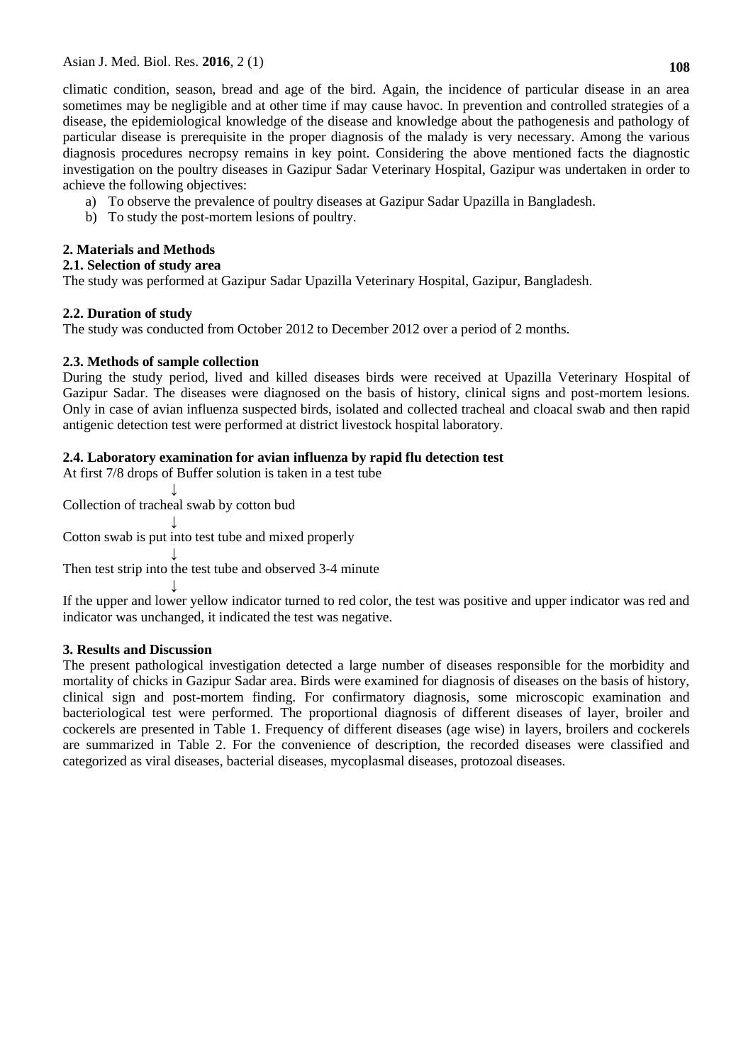climatic condition, season, bread and age of the bird. Again, the incidence of particular disease in an area sometimes may be negligible and at other time if may cause havoc. In prevention and controlled strategies of a disease, the epidemiological knowledge of the disease and knowledge about the pathogenesis and pathology of particular disease is prerequisite in the proper diagnosis of the malady is very necessary. Among the various diagnosis procedures necropsy remains in key point. Considering the above mentioned facts the diagnostic investigation on the poultry diseases in Gazipur Sadar Veterinary Hospital, Gazipur was undertaken in order to achieve the following objectives:

a) To observe the prevalence of poultry diseases at Gazipur Sadar Upazilla in Bangladesh.
b) To study the post-mortem lesions of poultry.

## 2. Materials and Methods

### 2.1. Selection of study area

The study was performed at Gazipur Sadar Upazilla Veterinary Hospital, Gazipur, Bangladesh.

### 2.2. Duration of study

The study was conducted from October 2012 to December 2012 over a period of 2 months.

### 2.3. Methods of sample collection

During the study period, lived and killed diseases birds were received at Upazilla Veterinary Hospital of Gazipur Sadar. The diseases were diagnosed on the basis of history, clinical signs and post-mortem lesions. Only in case of avian influenza suspected birds, isolated and collected tracheal and cloacal swab and then rapid antigenic detection test were performed at district livestock hospital laboratory.

### 2.4. Laboratory examination for avian influenza by rapid flu detection test

At first 7/8 drops of Buffer solution is taken in a test tube

↓

Collection of tracheal swab by cotton bud

↓

Cotton swab is put into test tube and mixed properly

↓

Then test strip into the test tube and observed 3-4 minute

↓

If the upper and lower yellow indicator turned to red color, the test was positive and upper indicator was red and indicator was unchanged, it indicated the test was negative.

## 3. Results and Discussion

The present pathological investigation detected a large number of diseases responsible for the morbidity and mortality of chicks in Gazipur Sadar area. Birds were examined for diagnosis of diseases on the basis of history, clinical sign and post-mortem finding. For confirmatory diagnosis, some microscopic examination and bacteriological test were performed. The proportional diagnosis of different diseases of layer, broiler and cockerels are presented in Table 1. Frequency of different diseases (age wise) in layers, broilers and cockerels are summarized in Table 2. For the convenience of description, the recorded diseases were classified and categorized as viral diseases, bacterial diseases, mycoplasmal diseases, protozoal diseases.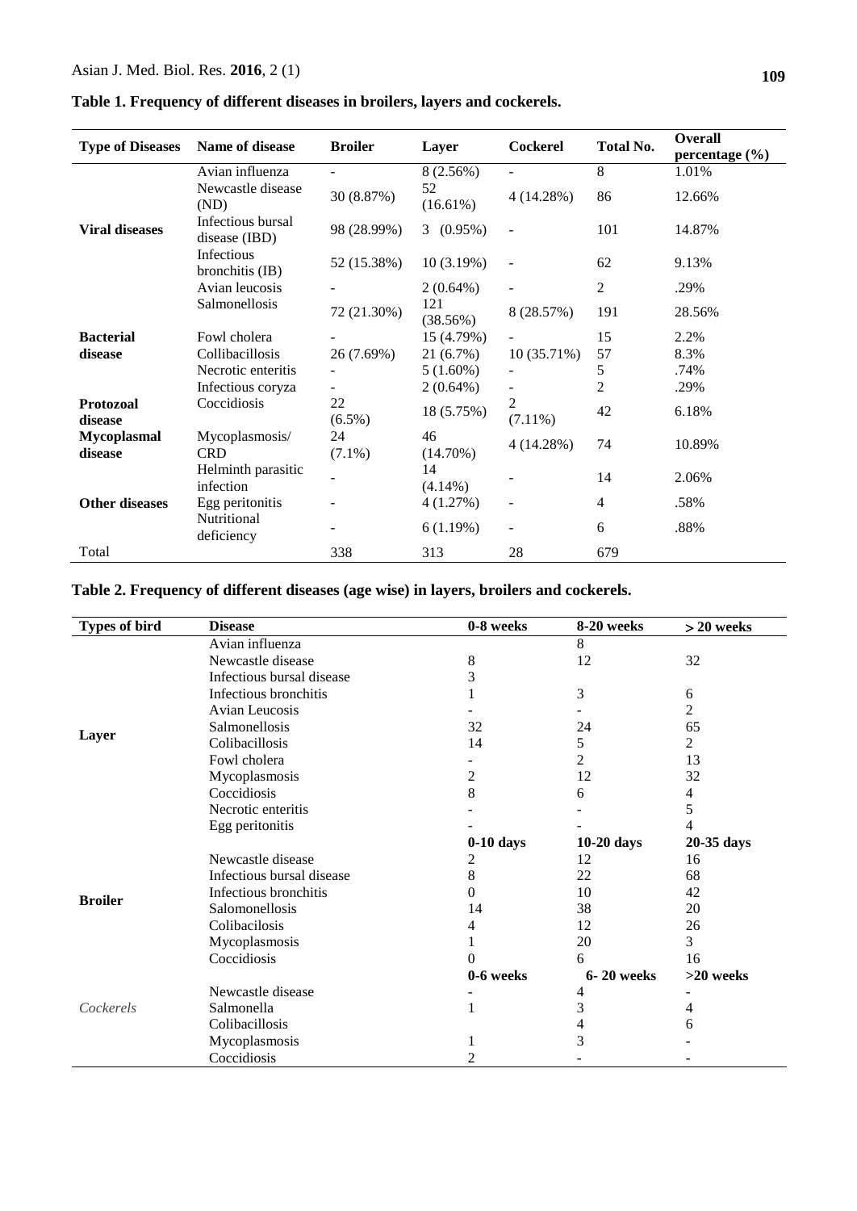**Table 1. Frequency of different diseases in broilers, layers and cockerels.**

| Type of Diseases | Name of disease | Broiler | Layer | Cockerel | Total No. | Overall percentage (%) |
|---|---|---|---|---|---|---|
| Viral diseases | Avian influenza | - | 8 (2.56%) | - | 8 | 1.01% |
| | Newcastle disease (ND) | 30 (8.87%) | 52 (16.61%) | 4 (14.28%) | 86 | 12.66% |
| | Infectious bursal disease (IBD) | 98 (28.99%) | 3 (0.95%) | - | 101 | 14.87% |
| | Infectious bronchitis (IB) | 52 (15.38%) | 10 (3.19%) | - | 62 | 9.13% |
| | Avian leucosis | - | 2 (0.64%) | - | 2 | .29% |
| Bacterial disease | Salmonellosis | 72 (21.30%) | 121 (38.56%) | 8 (28.57%) | 191 | 28.56% |
| | Fowl cholera | - | 15 (4.79%) | - | 15 | 2.2% |
| | Collibacillosis | 26 (7.69%) | 21 (6.7%) | 10 (35.71%) | 57 | 8.3% |
| | Necrotic enteritis | - | 5 (1.60%) | - | 5 | .74% |
| | Infectious coryza | - | 2 (0.64%) | - | 2 | .29% |
| Protozoal disease | Coccidiosis | 22 (6.5%) | 18 (5.75%) | 2 (7.11%) | 42 | 6.18% |
| Mycoplasmal disease | Mycoplasmosis/ CRD | 24 (7.1%) | 46 (14.70%) | 4 (14.28%) | 74 | 10.89% |
| Other diseases | Helminth parasitic infection | - | 14 (4.14%) | - | 14 | 2.06% |
| | Egg peritonitis | - | 4 (1.27%) | - | 4 | .58% |
| | Nutritional deficiency | - | 6 (1.19%) | - | 6 | .88% |
| Total | | 338 | 313 | 28 | 679 | |

**Table 2. Frequency of different diseases (age wise) in layers, broilers and cockerels.**

| Types of bird | Disease | 0-8 weeks | 8-20 weeks | > 20 weeks |
|---|---|---|---|---|
| Layer | Avian influenza | | 8 | |
| | Newcastle disease | 8 | 12 | 32 |
| | Infectious bursal disease | 3 | | |
| | Infectious bronchitis | 1 | 3 | 6 |
| | Avian Leucosis | - | - | 2 |
| | Salmonellosis | 32 | 24 | 65 |
| | Colibacillosis | 14 | 5 | 2 |
| | Fowl cholera | - | 2 | 13 |
| | Mycoplasmosis | 2 | 12 | 32 |
| | Coccidiosis | 8 | 6 | 4 |
| | Necrotic enteritis | - | - | 5 |
| | Egg peritonitis | - | - | 4 |
| | | **0-10 days** | **10-20 days** | **20-35 days** |
| Broiler | Newcastle disease | 2 | 12 | 16 |
| | Infectious bursal disease | 8 | 22 | 68 |
| | Infectious bronchitis | 0 | 10 | 42 |
| | Salomonellosis | 14 | 38 | 20 |
| | Colibacilosis | 4 | 12 | 26 |
| | Mycoplasmosis | 1 | 20 | 3 |
| | Coccidiosis | 0 | 6 | 16 |
| | | **0-6 weeks** | **6- 20 weeks** | **>20 weeks** |
| *Cockerels* | Newcastle disease | - | 4 | - |
| | Salmonella | 1 | 3 | 4 |
| | Colibacillosis | | 4 | 6 |
| | Mycoplasmosis | 1 | 3 | - |
| | Coccidiosis | 2 | - | - |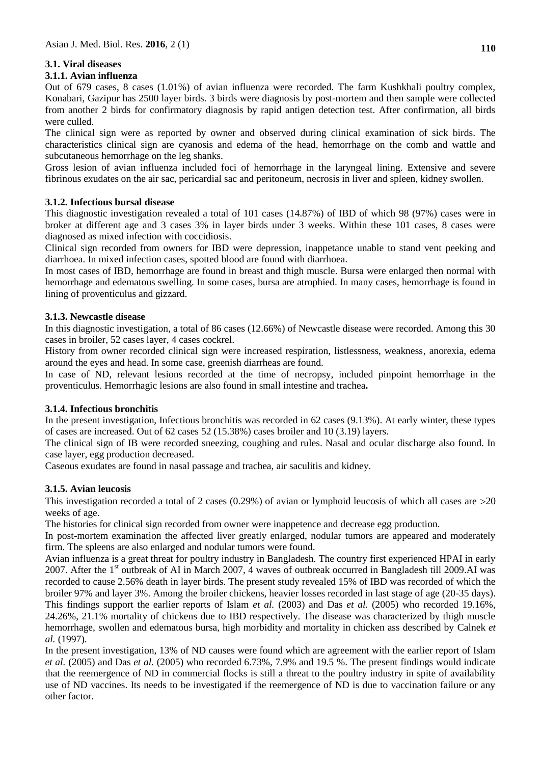### 3.1. Viral diseases

#### 3.1.1. Avian influenza

Out of 679 cases, 8 cases (1.01%) of avian influenza were recorded. The farm Kushkhali poultry complex, Konabari, Gazipur has 2500 layer birds. 3 birds were diagnosis by post-mortem and then sample were collected from another 2 birds for confirmatory diagnosis by rapid antigen detection test. After confirmation, all birds were culled.

The clinical sign were as reported by owner and observed during clinical examination of sick birds. The characteristics clinical sign are cyanosis and edema of the head, hemorrhage on the comb and wattle and subcutaneous hemorrhage on the leg shanks.

Gross lesion of avian influenza included foci of hemorrhage in the laryngeal lining. Extensive and severe fibrinous exudates on the air sac, pericardial sac and peritoneum, necrosis in liver and spleen, kidney swollen.

#### 3.1.2. Infectious bursal disease

This diagnostic investigation revealed a total of 101 cases (14.87%) of IBD of which 98 (97%) cases were in broker at different age and 3 cases 3% in layer birds under 3 weeks. Within these 101 cases, 8 cases were diagnosed as mixed infection with coccidiosis.

Clinical sign recorded from owners for IBD were depression, inappetance unable to stand vent peeking and diarrhoea. In mixed infection cases, spotted blood are found with diarrhoea.

In most cases of IBD, hemorrhage are found in breast and thigh muscle. Bursa were enlarged then normal with hemorrhage and edematous swelling. In some cases, bursa are atrophied. In many cases, hemorrhage is found in lining of proventiculus and gizzard.

#### 3.1.3. Newcastle disease

In this diagnostic investigation, a total of 86 cases (12.66%) of Newcastle disease were recorded. Among this 30 cases in broiler, 52 cases layer, 4 cases cockrel.

History from owner recorded clinical sign were increased respiration, listlessness, weakness, anorexia, edema around the eyes and head. In some case, greenish diarrheas are found.

In case of ND, relevant lesions recorded at the time of necropsy, included pinpoint hemorrhage in the proventiculus. Hemorrhagic lesions are also found in small intestine and trachea**.**

#### 3.1.4. Infectious bronchitis

In the present investigation, Infectious bronchitis was recorded in 62 cases (9.13%). At early winter, these types of cases are increased. Out of 62 cases 52 (15.38%) cases broiler and 10 (3.19) layers.

The clinical sign of IB were recorded sneezing, coughing and rules. Nasal and ocular discharge also found. In case layer, egg production decreased.

Caseous exudates are found in nasal passage and trachea, air saculitis and kidney.

#### 3.1.5. Avian leucosis

This investigation recorded a total of 2 cases (0.29%) of avian or lymphoid leucosis of which all cases are >20 weeks of age.

The histories for clinical sign recorded from owner were inappetence and decrease egg production.

In post-mortem examination the affected liver greatly enlarged, nodular tumors are appeared and moderately firm. The spleens are also enlarged and nodular tumors were found.

Avian influenza is a great threat for poultry industry in Bangladesh. The country first experienced HPAI in early 2007. After the 1st outbreak of AI in March 2007, 4 waves of outbreak occurred in Bangladesh till 2009.AI was recorded to cause 2.56% death in layer birds. The present study revealed 15% of IBD was recorded of which the broiler 97% and layer 3%. Among the broiler chickens, heavier losses recorded in last stage of age (20-35 days). This findings support the earlier reports of Islam *et al.* (2003) and Das *et al.* (2005) who recorded 19.16%, 24.26%, 21.1% mortality of chickens due to IBD respectively. The disease was characterized by thigh muscle hemorrhage, swollen and edematous bursa, high morbidity and mortality in chicken ass described by Calnek *et al.* (1997).

In the present investigation, 13% of ND causes were found which are agreement with the earlier report of Islam *et al.* (2005) and Das *et al.* (2005) who recorded 6.73%, 7.9% and 19.5 %. The present findings would indicate that the reemergence of ND in commercial flocks is still a threat to the poultry industry in spite of availability use of ND vaccines. Its needs to be investigated if the reemergence of ND is due to vaccination failure or any other factor.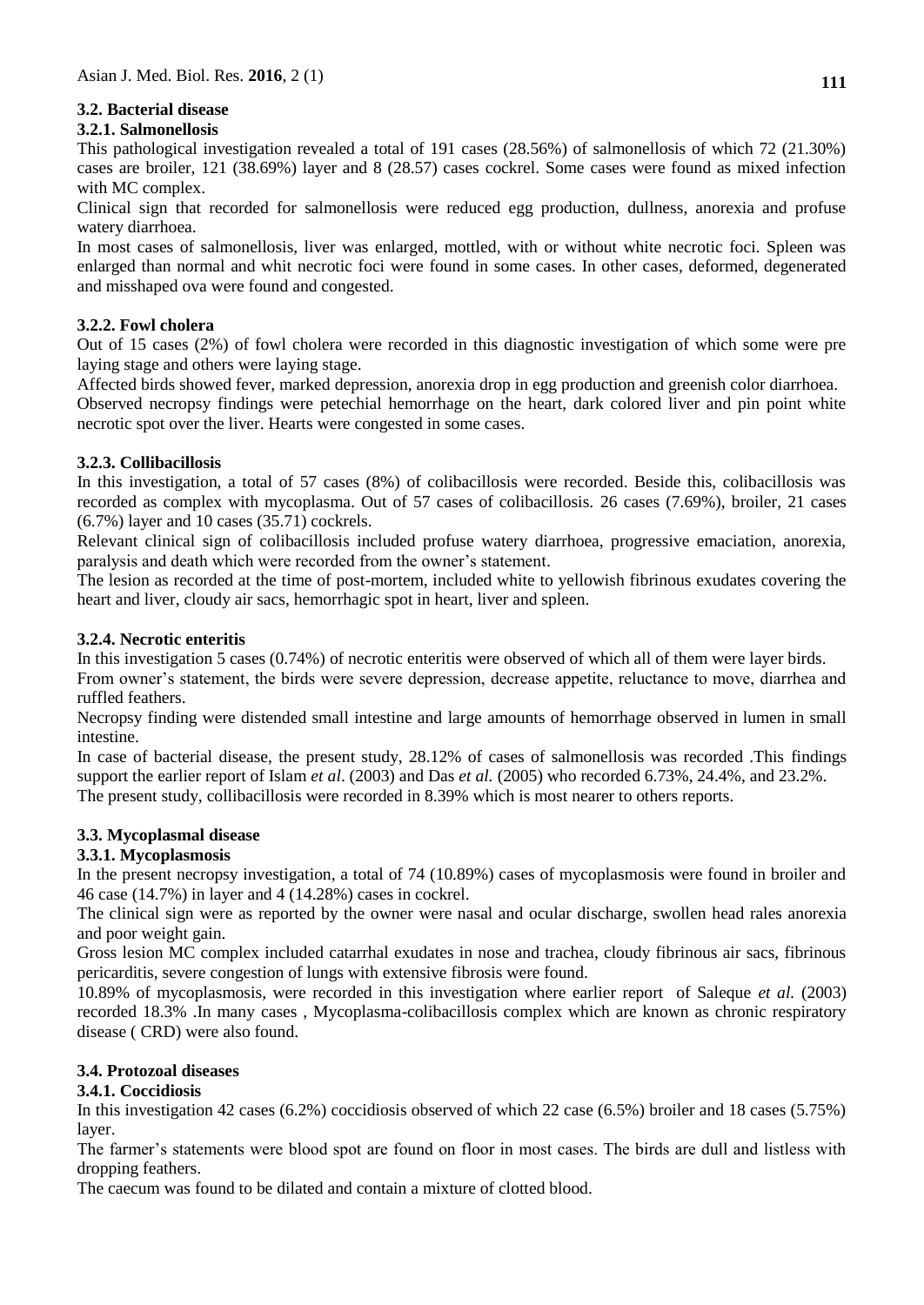### 3.2. Bacterial disease

#### 3.2.1. Salmonellosis

This pathological investigation revealed a total of 191 cases (28.56%) of salmonellosis of which 72 (21.30%) cases are broiler, 121 (38.69%) layer and 8 (28.57) cases cockrel. Some cases were found as mixed infection with MC complex.

Clinical sign that recorded for salmonellosis were reduced egg production, dullness, anorexia and profuse watery diarrhoea.

In most cases of salmonellosis, liver was enlarged, mottled, with or without white necrotic foci. Spleen was enlarged than normal and whit necrotic foci were found in some cases. In other cases, deformed, degenerated and misshaped ova were found and congested.

#### 3.2.2. Fowl cholera

Out of 15 cases (2%) of fowl cholera were recorded in this diagnostic investigation of which some were pre laying stage and others were laying stage.

Affected birds showed fever, marked depression, anorexia drop in egg production and greenish color diarrhoea.

Observed necropsy findings were petechial hemorrhage on the heart, dark colored liver and pin point white necrotic spot over the liver. Hearts were congested in some cases.

#### 3.2.3. Collibacillosis

In this investigation, a total of 57 cases (8%) of colibacillosis were recorded. Beside this, colibacillosis was recorded as complex with mycoplasma. Out of 57 cases of colibacillosis. 26 cases (7.69%), broiler, 21 cases (6.7%) layer and 10 cases (35.71) cockrels.

Relevant clinical sign of colibacillosis included profuse watery diarrhoea, progressive emaciation, anorexia, paralysis and death which were recorded from the owner's statement.

The lesion as recorded at the time of post-mortem, included white to yellowish fibrinous exudates covering the heart and liver, cloudy air sacs, hemorrhagic spot in heart, liver and spleen.

#### 3.2.4. Necrotic enteritis

In this investigation 5 cases (0.74%) of necrotic enteritis were observed of which all of them were layer birds.

From owner's statement, the birds were severe depression, decrease appetite, reluctance to move, diarrhea and ruffled feathers.

Necropsy finding were distended small intestine and large amounts of hemorrhage observed in lumen in small intestine.

In case of bacterial disease, the present study, 28.12% of cases of salmonellosis was recorded .This findings support the earlier report of Islam *et al*. (2003) and Das *et al.* (2005) who recorded 6.73%, 24.4%, and 23.2%.

The present study, collibacillosis were recorded in 8.39% which is most nearer to others reports.

### 3.3. Mycoplasmal disease

#### 3.3.1. Mycoplasmosis

In the present necropsy investigation, a total of 74 (10.89%) cases of mycoplasmosis were found in broiler and 46 case (14.7%) in layer and 4 (14.28%) cases in cockrel.

The clinical sign were as reported by the owner were nasal and ocular discharge, swollen head rales anorexia and poor weight gain.

Gross lesion MC complex included catarrhal exudates in nose and trachea, cloudy fibrinous air sacs, fibrinous pericarditis, severe congestion of lungs with extensive fibrosis were found.

10.89% of mycoplasmosis, were recorded in this investigation where earlier report of Saleque *et al.* (2003) recorded 18.3% .In many cases , Mycoplasma-colibacillosis complex which are known as chronic respiratory disease ( CRD) were also found.

### 3.4. Protozoal diseases

#### 3.4.1. Coccidiosis

In this investigation 42 cases (6.2%) coccidiosis observed of which 22 case (6.5%) broiler and 18 cases (5.75%) layer.

The farmer's statements were blood spot are found on floor in most cases. The birds are dull and listless with dropping feathers.

The caecum was found to be dilated and contain a mixture of clotted blood.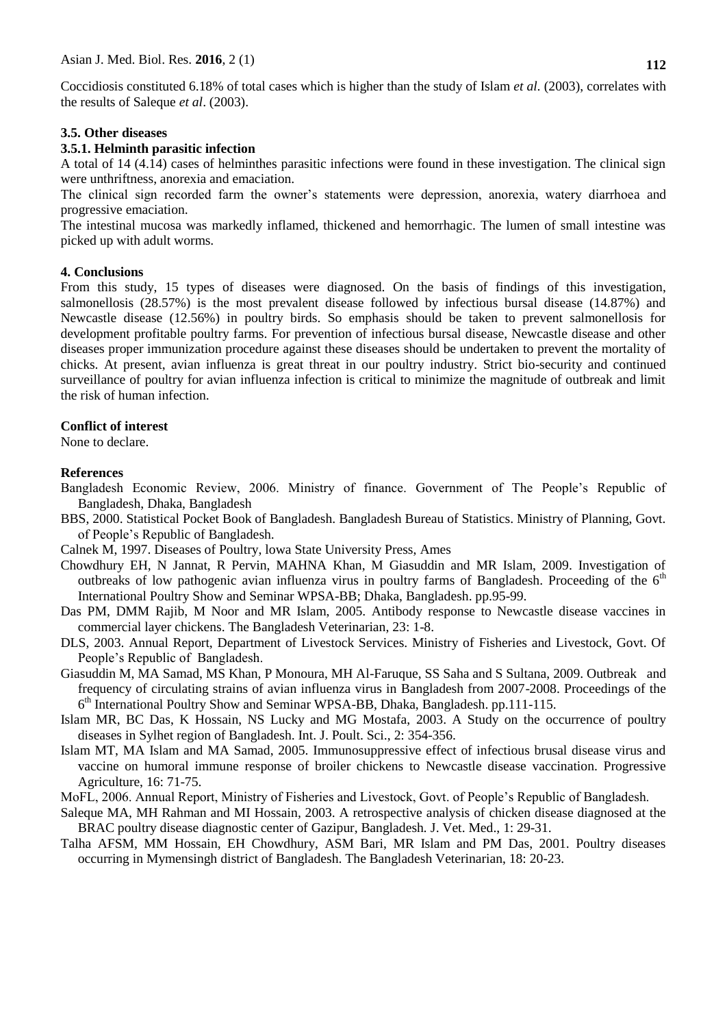Coccidiosis constituted 6.18% of total cases which is higher than the study of Islam *et al*. (2003), correlates with the results of Saleque *et al*. (2003).

### 3.5. Other diseases

#### 3.5.1. Helminth parasitic infection

A total of 14 (4.14) cases of helminthes parasitic infections were found in these investigation. The clinical sign were unthriftness, anorexia and emaciation.

The clinical sign recorded farm the owner's statements were depression, anorexia, watery diarrhoea and progressive emaciation.

The intestinal mucosa was markedly inflamed, thickened and hemorrhagic. The lumen of small intestine was picked up with adult worms.

## 4. Conclusions

From this study, 15 types of diseases were diagnosed. On the basis of findings of this investigation, salmonellosis (28.57%) is the most prevalent disease followed by infectious bursal disease (14.87%) and Newcastle disease (12.56%) in poultry birds. So emphasis should be taken to prevent salmonellosis for development profitable poultry farms. For prevention of infectious bursal disease, Newcastle disease and other diseases proper immunization procedure against these diseases should be undertaken to prevent the mortality of chicks. At present, avian influenza is great threat in our poultry industry. Strict bio-security and continued surveillance of poultry for avian influenza infection is critical to minimize the magnitude of outbreak and limit the risk of human infection.

## Conflict of interest

None to declare.

## References

Bangladesh Economic Review, 2006. Ministry of finance. Government of The People's Republic of Bangladesh, Dhaka, Bangladesh

BBS, 2000. Statistical Pocket Book of Bangladesh. Bangladesh Bureau of Statistics. Ministry of Planning, Govt. of People's Republic of Bangladesh.

Calnek M, 1997. Diseases of Poultry, lowa State University Press, Ames

Chowdhury EH, N Jannat, R Pervin, MAHNA Khan, M Giasuddin and MR Islam, 2009. Investigation of outbreaks of low pathogenic avian influenza virus in poultry farms of Bangladesh. Proceeding of the 6th International Poultry Show and Seminar WPSA-BB; Dhaka, Bangladesh. pp.95-99.

Das PM, DMM Rajib, M Noor and MR Islam, 2005. Antibody response to Newcastle disease vaccines in commercial layer chickens. The Bangladesh Veterinarian, 23: 1-8.

DLS, 2003. Annual Report, Department of Livestock Services. Ministry of Fisheries and Livestock, Govt. Of People's Republic of Bangladesh.

Giasuddin M, MA Samad, MS Khan, P Monoura, MH Al-Faruque, SS Saha and S Sultana, 2009. Outbreak and frequency of circulating strains of avian influenza virus in Bangladesh from 2007-2008. Proceedings of the 6th International Poultry Show and Seminar WPSA-BB, Dhaka, Bangladesh. pp.111-115.

Islam MR, BC Das, K Hossain, NS Lucky and MG Mostafa, 2003. A Study on the occurrence of poultry diseases in Sylhet region of Bangladesh. Int. J. Poult. Sci., 2: 354-356.

Islam MT, MA Islam and MA Samad, 2005. Immunosuppressive effect of infectious brusal disease virus and vaccine on humoral immune response of broiler chickens to Newcastle disease vaccination. Progressive Agriculture, 16: 71-75.

MoFL, 2006. Annual Report, Ministry of Fisheries and Livestock, Govt. of People's Republic of Bangladesh.

Saleque MA, MH Rahman and MI Hossain, 2003. A retrospective analysis of chicken disease diagnosed at the BRAC poultry disease diagnostic center of Gazipur, Bangladesh. J. Vet. Med., 1: 29-31.

Talha AFSM, MM Hossain, EH Chowdhury, ASM Bari, MR Islam and PM Das, 2001. Poultry diseases occurring in Mymensingh district of Bangladesh. The Bangladesh Veterinarian, 18: 20-23.